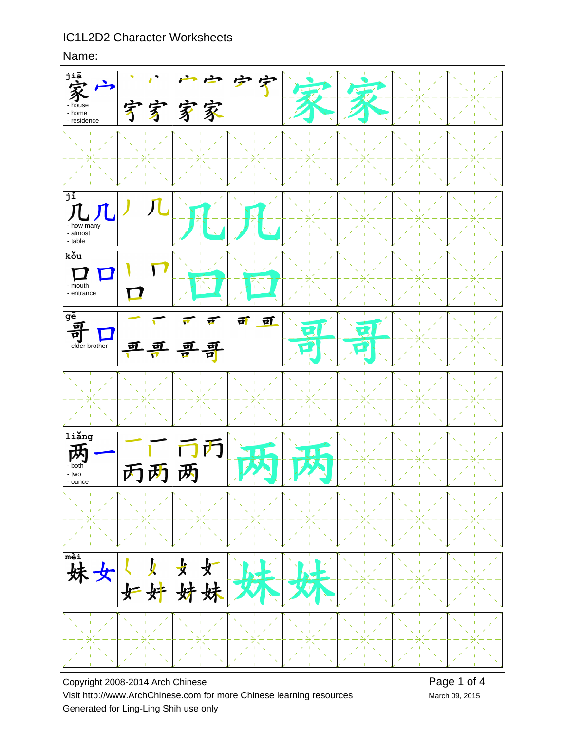# IC1L2D2 Character Worksheets

Name:

| Character | Stroke order | Practice |
|---|---|---|
| jiā 家 宀 - house - home - residence | 丶 丷 宀 宀 宁 宁 宇 家 家 家 | 家 家 |
| jǐ 几 几 - how many - almost - table | 丿 几 | 几 几 |
| kǒu 口 口 - mouth - entrance | 丨 冂 口 | 口 口 |
| gē 哥 口 - elder brother | 一 丅 丆 可 可 可 哥 哥 哥 哥 | 哥 哥 |
| liǎng 两 一 - both - two - ounce | 一 丆 丙 丙 丙 两 两 | 两 两 |
| mèi 妹 女 | 𡿨 女 女 女 女 奸 妹 妹 | 妹 妹 |

Copyright 2008-2014 Arch Chinese

Visit http://www.ArchChinese.com for more Chinese learning resources

Generated for Ling-Ling Shih use only

March 09, 2015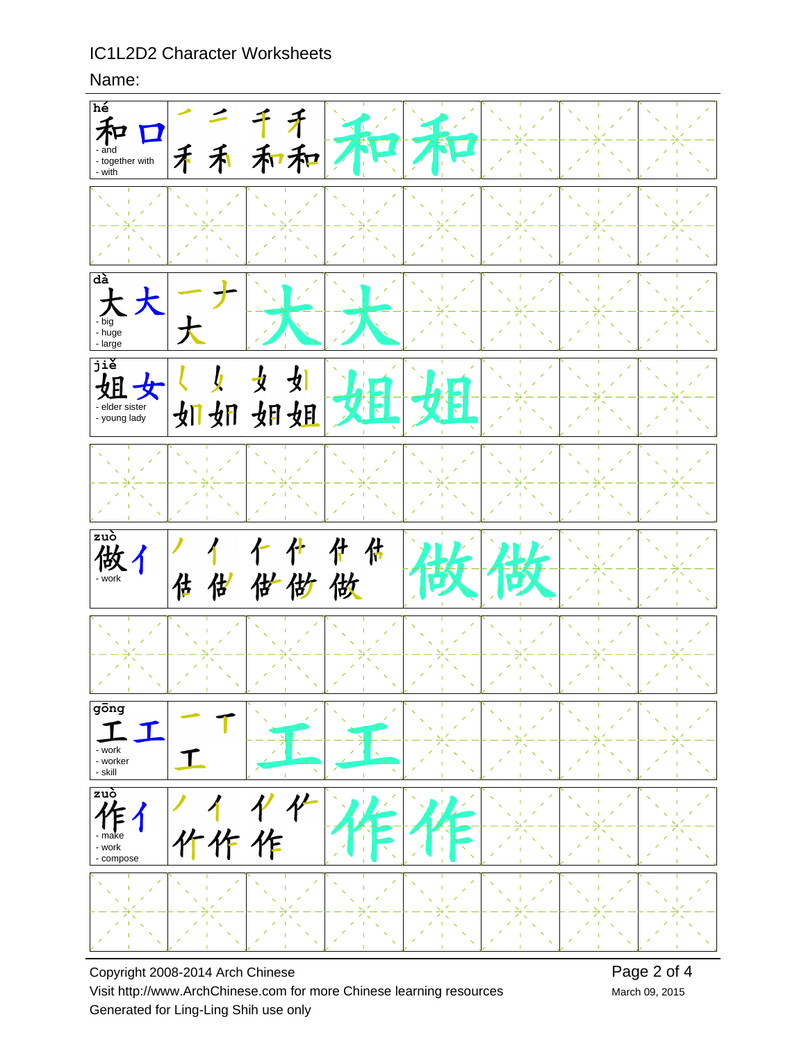IC1L2D2 Character Worksheets

Name:

| Character | Radical | Meaning | Stroke order | Practice |
| --- | --- | --- | --- | --- |
| hé 和 | 口 | - and<br>- together with<br>- with | 和 (8 strokes) | 和 和 |
| dà 大 | 大 | - big<br>- huge<br>- large | 大 (3 strokes) | 大 大 |
| jiě 姐 | 女 | - elder sister<br>- young lady | 姐 (8 strokes) | 姐 姐 |
| zuò 做 | 亻 | - work | 做 (11 strokes) | 做 做 |
| gōng 工 | 工 | - work<br>- worker<br>- skill | 工 (3 strokes) | 工 工 |
| zuò 作 | 亻 | - make<br>- work<br>- compose | 作 (7 strokes) | 作 作 |

Copyright 2008-2014 Arch Chinese

Visit http://www.ArchChinese.com for more Chinese learning resources

Generated for Ling-Ling Shih use only

March 09, 2015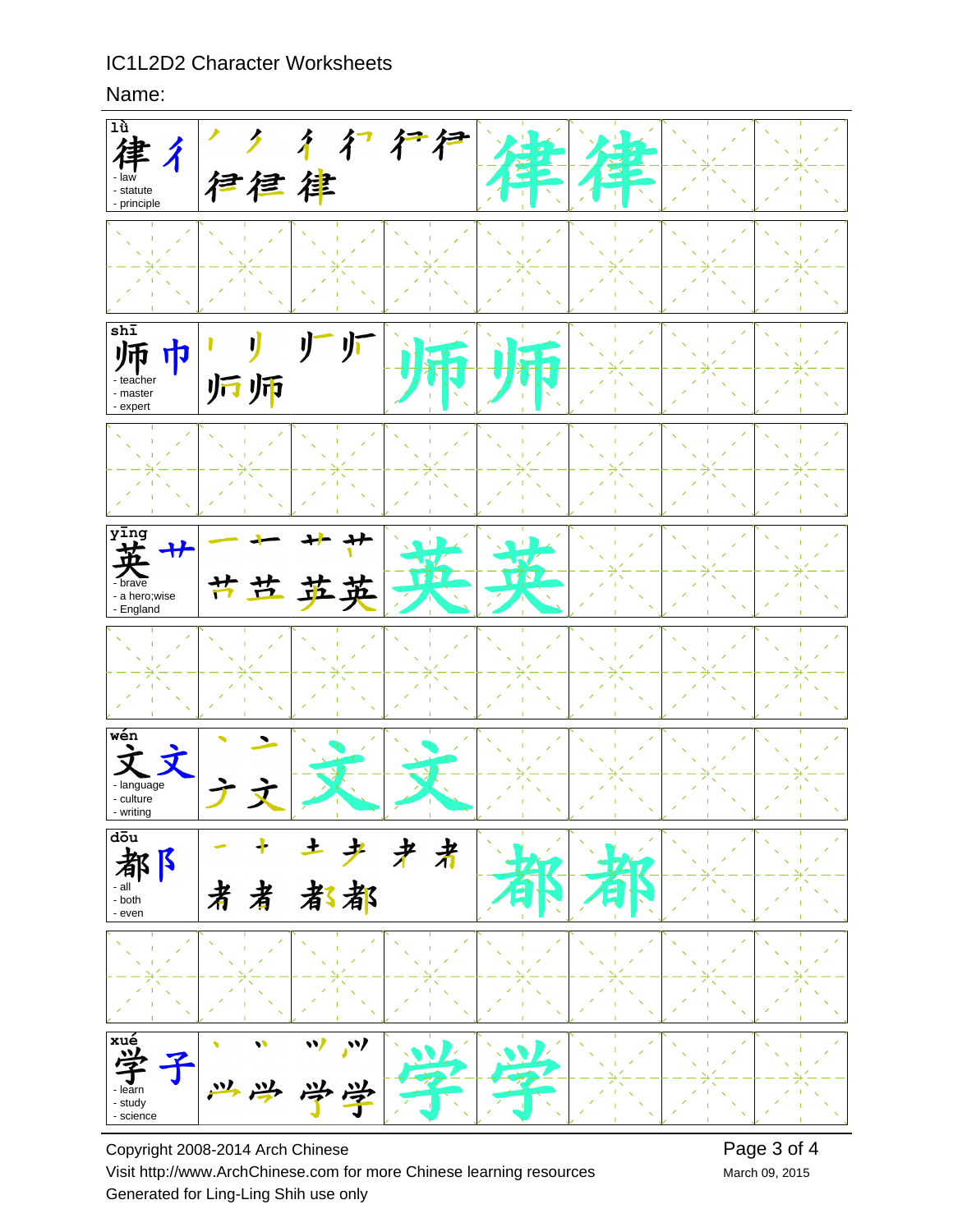IC1L2D2 Character Worksheets

Name:

| Character | Info |
| --- | --- |
| lǜ 律 彳 | - law - statute - principle |
| shī 师 巾 | - teacher - master - expert |
| yīng 英 艹 | - brave - a hero;wise - England |
| wén 文 文 | - language - culture - writing |
| dōu 都 阝 | - all - both - even |
| xué 学 子 | - learn - study - science |

Copyright 2008-2014 Arch Chinese

Visit http://www.ArchChinese.com for more Chinese learning resources

Generated for Ling-Ling Shih use only

March 09, 2015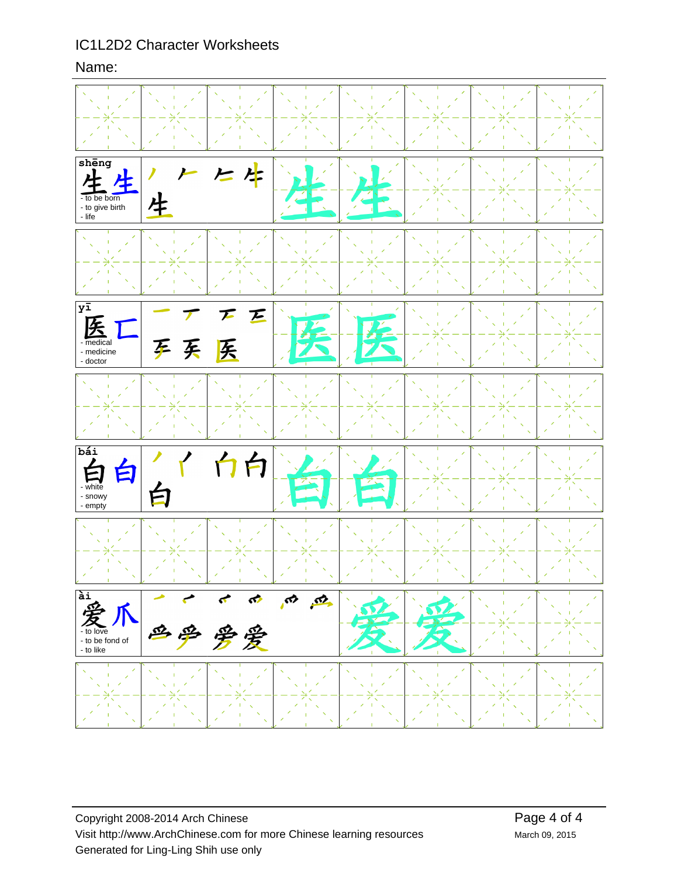# IC1L2D2 Character Worksheets

Name:

| | | |
|---|---|---|
| **shēng** 生 生<br>- to be born<br>- to give birth<br>- life | 丿 𠂉 𠂉 牛 生 | 生 生 |
| **yī** 医 匚<br>- medical<br>- medicine<br>- doctor | 一 丆 𠂇 𠂉 矢 医 | 医 医 |
| **bái** 白 白<br>- white<br>- snowy<br>- empty | 丿 亻 白 白 白 | 白 白 |
| **ài** 爱 爫<br>- to love<br>- to be fond of<br>- to like | 一 爫 爫 爫 爫 爫 爫 爱 爱 爱 | 爱 爱 |

Copyright 2008-2014 Arch Chinese
Visit http://www.ArchChinese.com for more Chinese learning resources
Generated for Ling-Ling Shih use only

March 09, 2015